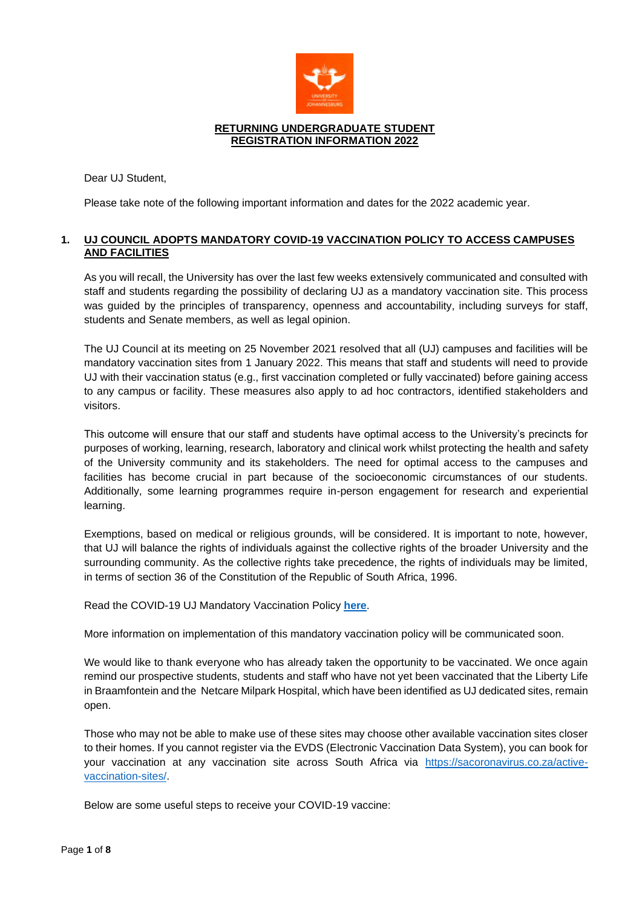# RETURNING UNDERGRADUATE STUDENT REGISTRATION INFORMATION 2022

Dear UJ Student,

Please take note of the following important information and dates for the 2022 academic year.

## 1. UJ COUNCIL ADOPTS MANDATORY COVID-19 VACCINATION POLICY TO ACCESS CAMPUSES AND FACILITIES

As you will recall, the University has over the last few weeks extensively communicated and consulted with staff and students regarding the possibility of declaring UJ as a mandatory vaccination site. This process was guided by the principles of transparency, openness and accountability, including surveys for staff, students and Senate members, as well as legal opinion.

The UJ Council at its meeting on 25 November 2021 resolved that all (UJ) campuses and facilities will be mandatory vaccination sites from 1 January 2022. This means that staff and students will need to provide UJ with their vaccination status (e.g., first vaccination completed or fully vaccinated) before gaining access to any campus or facility. These measures also apply to ad hoc contractors, identified stakeholders and visitors.

This outcome will ensure that our staff and students have optimal access to the University's precincts for purposes of working, learning, research, laboratory and clinical work whilst protecting the health and safety of the University community and its stakeholders. The need for optimal access to the campuses and facilities has become crucial in part because of the socioeconomic circumstances of our students. Additionally, some learning programmes require in-person engagement for research and experiential learning.

Exemptions, based on medical or religious grounds, will be considered. It is important to note, however, that UJ will balance the rights of individuals against the collective rights of the broader University and the surrounding community. As the collective rights take precedence, the rights of individuals may be limited, in terms of section 36 of the Constitution of the Republic of South Africa, 1996.

Read the COVID-19 UJ Mandatory Vaccination Policy **here**.

More information on implementation of this mandatory vaccination policy will be communicated soon.

We would like to thank everyone who has already taken the opportunity to be vaccinated. We once again remind our prospective students, students and staff who have not yet been vaccinated that the Liberty Life in Braamfontein and the Netcare Milpark Hospital, which have been identified as UJ dedicated sites, remain open.

Those who may not be able to make use of these sites may choose other available vaccination sites closer to their homes. If you cannot register via the EVDS (Electronic Vaccination Data System), you can book for your vaccination at any vaccination site across South Africa via https://sacoronavirus.co.za/active-vaccination-sites/.

Below are some useful steps to receive your COVID-19 vaccine: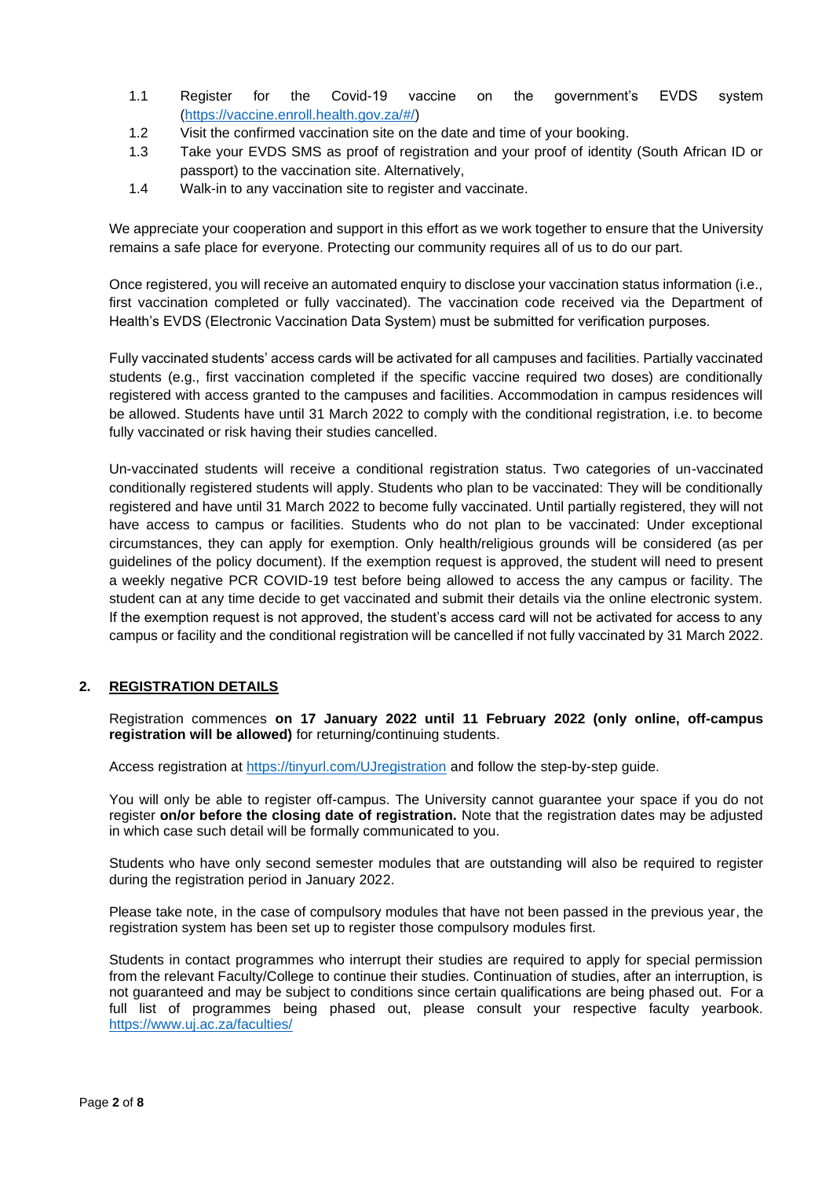1.1 Register for the Covid-19 vaccine on the government's EVDS system ([https://vaccine.enroll.health.gov.za/#/](https://vaccine.enroll.health.gov.za/#/))
1.2 Visit the confirmed vaccination site on the date and time of your booking.
1.3 Take your EVDS SMS as proof of registration and your proof of identity (South African ID or passport) to the vaccination site. Alternatively,
1.4 Walk-in to any vaccination site to register and vaccinate.

We appreciate your cooperation and support in this effort as we work together to ensure that the University remains a safe place for everyone. Protecting our community requires all of us to do our part.

Once registered, you will receive an automated enquiry to disclose your vaccination status information (i.e., first vaccination completed or fully vaccinated). The vaccination code received via the Department of Health's EVDS (Electronic Vaccination Data System) must be submitted for verification purposes.

Fully vaccinated students' access cards will be activated for all campuses and facilities. Partially vaccinated students (e.g., first vaccination completed if the specific vaccine required two doses) are conditionally registered with access granted to the campuses and facilities. Accommodation in campus residences will be allowed. Students have until 31 March 2022 to comply with the conditional registration, i.e. to become fully vaccinated or risk having their studies cancelled.

Un-vaccinated students will receive a conditional registration status. Two categories of un-vaccinated conditionally registered students will apply. Students who plan to be vaccinated: They will be conditionally registered and have until 31 March 2022 to become fully vaccinated. Until partially registered, they will not have access to campus or facilities. Students who do not plan to be vaccinated: Under exceptional circumstances, they can apply for exemption. Only health/religious grounds will be considered (as per guidelines of the policy document). If the exemption request is approved, the student will need to present a weekly negative PCR COVID-19 test before being allowed to access the any campus or facility. The student can at any time decide to get vaccinated and submit their details via the online electronic system. If the exemption request is not approved, the student's access card will not be activated for access to any campus or facility and the conditional registration will be cancelled if not fully vaccinated by 31 March 2022.

## 2. REGISTRATION DETAILS

Registration commences **on 17 January 2022 until 11 February 2022 (only online, off-campus registration will be allowed)** for returning/continuing students.

Access registration at [https://tinyurl.com/UJregistration](https://tinyurl.com/UJregistration) and follow the step-by-step guide.

You will only be able to register off-campus. The University cannot guarantee your space if you do not register **on/or before the closing date of registration.** Note that the registration dates may be adjusted in which case such detail will be formally communicated to you.

Students who have only second semester modules that are outstanding will also be required to register during the registration period in January 2022.

Please take note, in the case of compulsory modules that have not been passed in the previous year, the registration system has been set up to register those compulsory modules first.

Students in contact programmes who interrupt their studies are required to apply for special permission from the relevant Faculty/College to continue their studies. Continuation of studies, after an interruption, is not guaranteed and may be subject to conditions since certain qualifications are being phased out. For a full list of programmes being phased out, please consult your respective faculty yearbook. [https://www.uj.ac.za/faculties/](https://www.uj.ac.za/faculties/)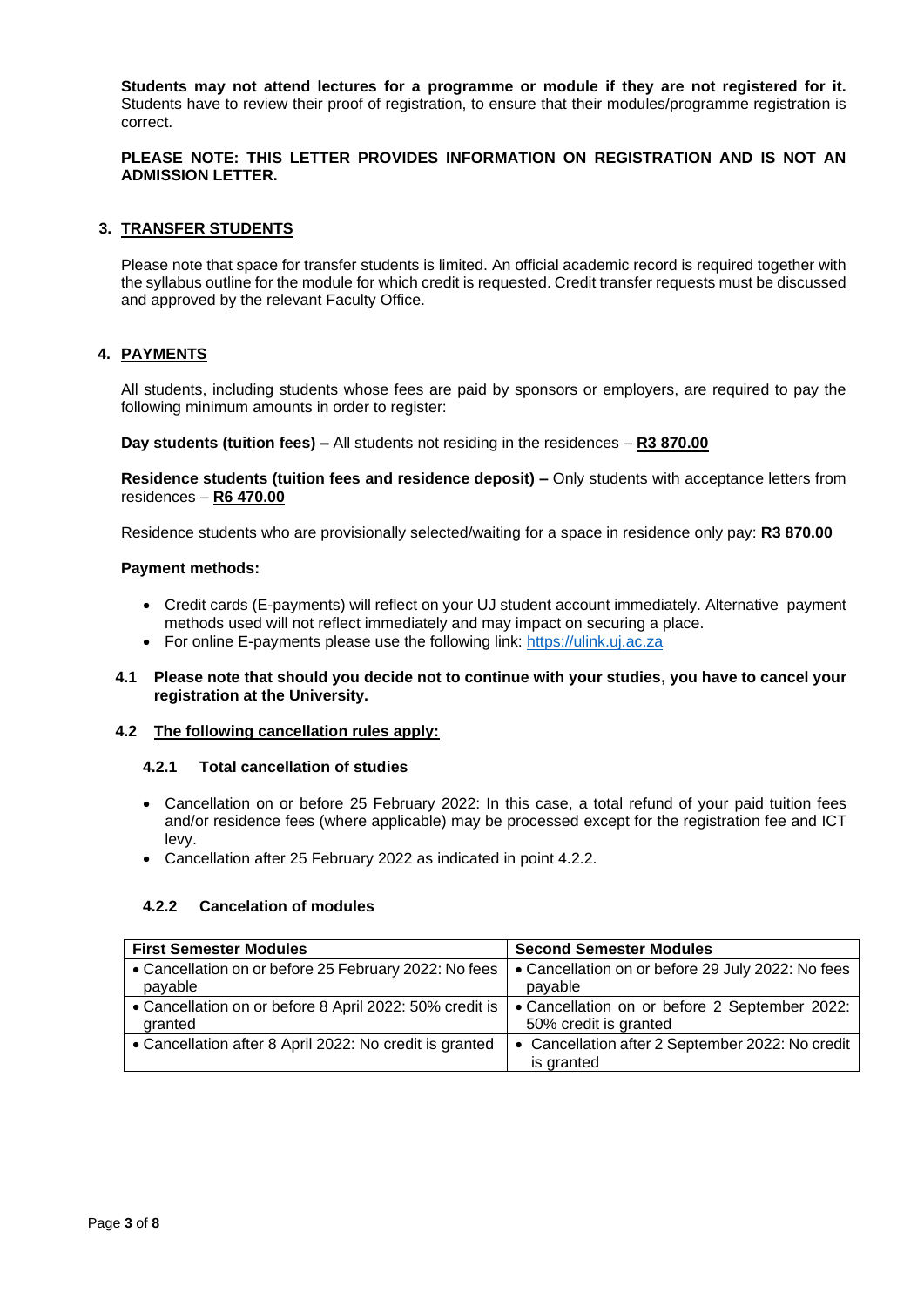**Students may not attend lectures for a programme or module if they are not registered for it.** Students have to review their proof of registration, to ensure that their modules/programme registration is correct.

**PLEASE NOTE: THIS LETTER PROVIDES INFORMATION ON REGISTRATION AND IS NOT AN ADMISSION LETTER.**

## 3. TRANSFER STUDENTS

Please note that space for transfer students is limited. An official academic record is required together with the syllabus outline for the module for which credit is requested. Credit transfer requests must be discussed and approved by the relevant Faculty Office.

## 4. PAYMENTS

All students, including students whose fees are paid by sponsors or employers, are required to pay the following minimum amounts in order to register:

**Day students (tuition fees) –** All students not residing in the residences – **R3 870.00**

**Residence students (tuition fees and residence deposit) –** Only students with acceptance letters from residences – **R6 470.00**

Residence students who are provisionally selected/waiting for a space in residence only pay: **R3 870.00**

**Payment methods:**

- Credit cards (E-payments) will reflect on your UJ student account immediately. Alternative payment methods used will not reflect immediately and may impact on securing a place.
- For online E-payments please use the following link: https://ulink.uj.ac.za

### 4.1 Please note that should you decide not to continue with your studies, you have to cancel your registration at the University.

### 4.2 The following cancellation rules apply:

#### 4.2.1 Total cancellation of studies

- Cancellation on or before 25 February 2022: In this case, a total refund of your paid tuition fees and/or residence fees (where applicable) may be processed except for the registration fee and ICT levy.
- Cancellation after 25 February 2022 as indicated in point 4.2.2.

#### 4.2.2 Cancelation of modules

| First Semester Modules | Second Semester Modules |
|---|---|
| • Cancellation on or before 25 February 2022: No fees payable | • Cancellation on or before 29 July 2022: No fees payable |
| • Cancellation on or before 8 April 2022: 50% credit is granted | • Cancellation on or before 2 September 2022: 50% credit is granted |
| • Cancellation after 8 April 2022: No credit is granted | • Cancellation after 2 September 2022: No credit is granted |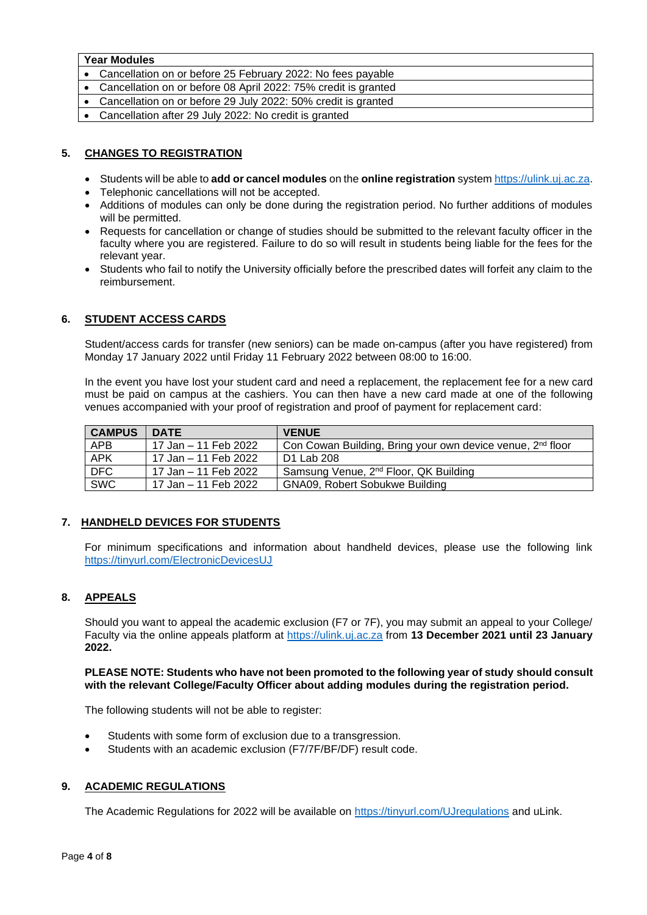| Year Modules |
| --- |
| • Cancellation on or before 25 February 2022: No fees payable |
| • Cancellation on or before 08 April 2022: 75% credit is granted |
| • Cancellation on or before 29 July 2022: 50% credit is granted |
| • Cancellation after 29 July 2022: No credit is granted |

## 5. CHANGES TO REGISTRATION

- Students will be able to **add or cancel modules** on the **online registration** system https://ulink.uj.ac.za.
- Telephonic cancellations will not be accepted.
- Additions of modules can only be done during the registration period. No further additions of modules will be permitted.
- Requests for cancellation or change of studies should be submitted to the relevant faculty officer in the faculty where you are registered. Failure to do so will result in students being liable for the fees for the relevant year.
- Students who fail to notify the University officially before the prescribed dates will forfeit any claim to the reimbursement.

## 6. STUDENT ACCESS CARDS

Student/access cards for transfer (new seniors) can be made on-campus (after you have registered) from Monday 17 January 2022 until Friday 11 February 2022 between 08:00 to 16:00.

In the event you have lost your student card and need a replacement, the replacement fee for a new card must be paid on campus at the cashiers. You can then have a new card made at one of the following venues accompanied with your proof of registration and proof of payment for replacement card:

| CAMPUS | DATE | VENUE |
| --- | --- | --- |
| APB | 17 Jan – 11 Feb 2022 | Con Cowan Building, Bring your own device venue, 2nd floor |
| APK | 17 Jan – 11 Feb 2022 | D1 Lab 208 |
| DFC | 17 Jan – 11 Feb 2022 | Samsung Venue, 2nd Floor, QK Building |
| SWC | 17 Jan – 11 Feb 2022 | GNA09, Robert Sobukwe Building |

## 7. HANDHELD DEVICES FOR STUDENTS

For minimum specifications and information about handheld devices, please use the following link https://tinyurl.com/ElectronicDevicesUJ

## 8. APPEALS

Should you want to appeal the academic exclusion (F7 or 7F), you may submit an appeal to your College/ Faculty via the online appeals platform at https://ulink.uj.ac.za from **13 December 2021 until 23 January 2022.**

**PLEASE NOTE: Students who have not been promoted to the following year of study should consult with the relevant College/Faculty Officer about adding modules during the registration period.**

The following students will not be able to register:

- Students with some form of exclusion due to a transgression.
- Students with an academic exclusion (F7/7F/BF/DF) result code.

## 9. ACADEMIC REGULATIONS

The Academic Regulations for 2022 will be available on https://tinyurl.com/UJregulations and uLink.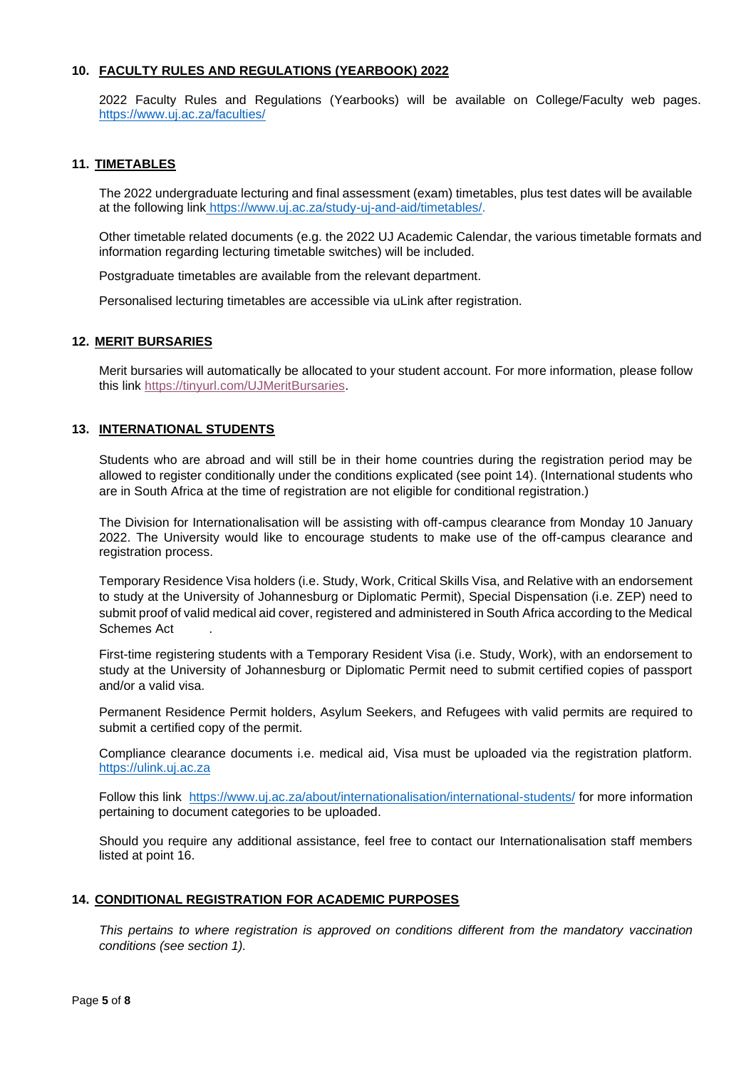## 10. FACULTY RULES AND REGULATIONS (YEARBOOK) 2022

2022 Faculty Rules and Regulations (Yearbooks) will be available on College/Faculty web pages. https://www.uj.ac.za/faculties/

## 11. TIMETABLES

The 2022 undergraduate lecturing and final assessment (exam) timetables, plus test dates will be available at the following link https://www.uj.ac.za/study-uj-and-aid/timetables/.

Other timetable related documents (e.g. the 2022 UJ Academic Calendar, the various timetable formats and information regarding lecturing timetable switches) will be included.

Postgraduate timetables are available from the relevant department.

Personalised lecturing timetables are accessible via uLink after registration.

## 12. MERIT BURSARIES

Merit bursaries will automatically be allocated to your student account. For more information, please follow this link https://tinyurl.com/UJMeritBursaries.

## 13. INTERNATIONAL STUDENTS

Students who are abroad and will still be in their home countries during the registration period may be allowed to register conditionally under the conditions explicated (see point 14). (International students who are in South Africa at the time of registration are not eligible for conditional registration.)

The Division for Internationalisation will be assisting with off-campus clearance from Monday 10 January 2022. The University would like to encourage students to make use of the off-campus clearance and registration process.

Temporary Residence Visa holders (i.e. Study, Work, Critical Skills Visa, and Relative with an endorsement to study at the University of Johannesburg or Diplomatic Permit), Special Dispensation (i.e. ZEP) need to submit proof of valid medical aid cover, registered and administered in South Africa according to the Medical Schemes Act .

First-time registering students with a Temporary Resident Visa (i.e. Study, Work), with an endorsement to study at the University of Johannesburg or Diplomatic Permit need to submit certified copies of passport and/or a valid visa.

Permanent Residence Permit holders, Asylum Seekers, and Refugees with valid permits are required to submit a certified copy of the permit.

Compliance clearance documents i.e. medical aid, Visa must be uploaded via the registration platform. https://ulink.uj.ac.za

Follow this link https://www.uj.ac.za/about/internationalisation/international-students/ for more information pertaining to document categories to be uploaded.

Should you require any additional assistance, feel free to contact our Internationalisation staff members listed at point 16.

## 14. CONDITIONAL REGISTRATION FOR ACADEMIC PURPOSES

*This pertains to where registration is approved on conditions different from the mandatory vaccination conditions (see section 1).*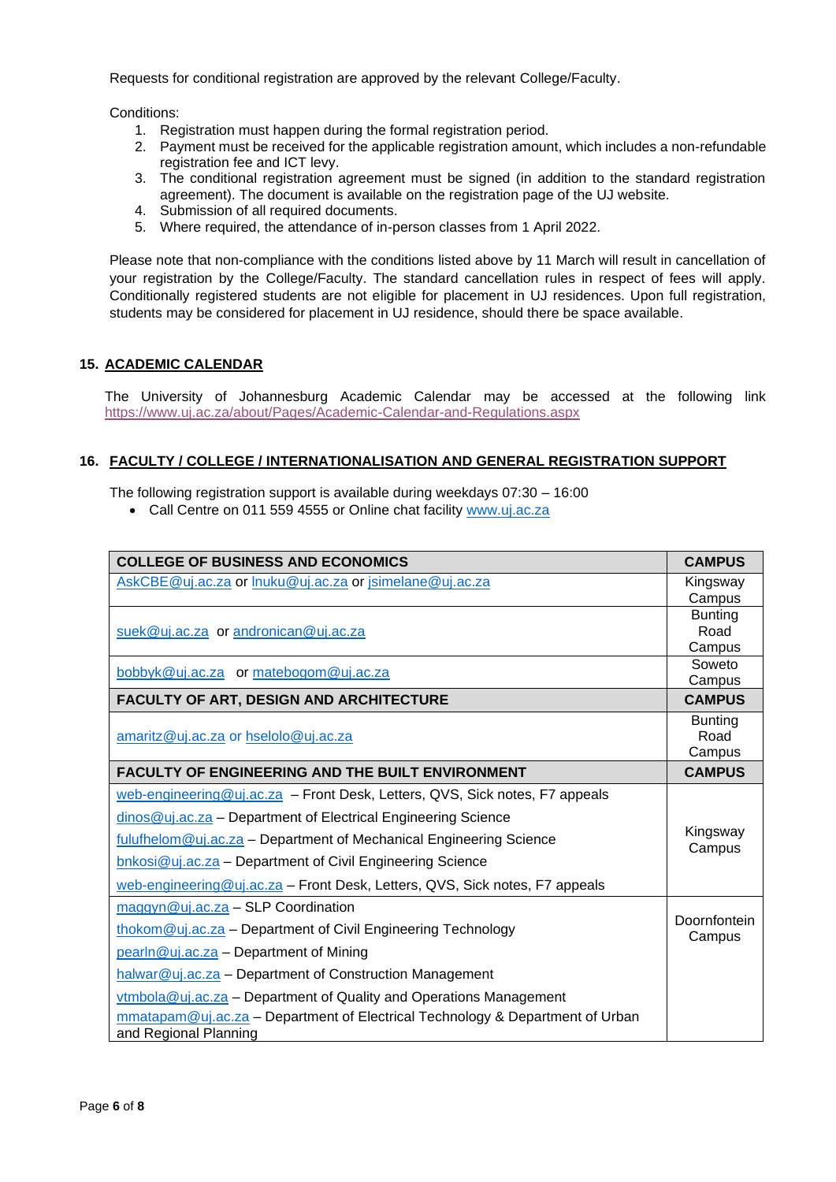Requests for conditional registration are approved by the relevant College/Faculty.

Conditions:

1. Registration must happen during the formal registration period.
2. Payment must be received for the applicable registration amount, which includes a non-refundable registration fee and ICT levy.
3. The conditional registration agreement must be signed (in addition to the standard registration agreement). The document is available on the registration page of the UJ website.
4. Submission of all required documents.
5. Where required, the attendance of in-person classes from 1 April 2022.

Please note that non-compliance with the conditions listed above by 11 March will result in cancellation of your registration by the College/Faculty. The standard cancellation rules in respect of fees will apply. Conditionally registered students are not eligible for placement in UJ residences. Upon full registration, students may be considered for placement in UJ residence, should there be space available.

## 15. ACADEMIC CALENDAR

The University of Johannesburg Academic Calendar may be accessed at the following link https://www.uj.ac.za/about/Pages/Academic-Calendar-and-Regulations.aspx

## 16. FACULTY / COLLEGE / INTERNATIONALISATION AND GENERAL REGISTRATION SUPPORT

The following registration support is available during weekdays 07:30 – 16:00

- Call Centre on 011 559 4555 or Online chat facility www.uj.ac.za

| COLLEGE OF BUSINESS AND ECONOMICS | CAMPUS |
|---|---|
| AskCBE@uj.ac.za or lnuku@uj.ac.za or jsimelane@uj.ac.za | Kingsway Campus |
| suek@uj.ac.za or andronican@uj.ac.za | Bunting Road Campus |
| bobbyk@uj.ac.za or matebogom@uj.ac.za | Soweto Campus |
| **FACULTY OF ART, DESIGN AND ARCHITECTURE** | **CAMPUS** |
| amaritz@uj.ac.za or hselolo@uj.ac.za | Bunting Road Campus |
| **FACULTY OF ENGINEERING AND THE BUILT ENVIRONMENT** | **CAMPUS** |
| web-engineering@uj.ac.za – Front Desk, Letters, QVS, Sick notes, F7 appeals<br>dinos@uj.ac.za – Department of Electrical Engineering Science<br>fulufhelom@uj.ac.za – Department of Mechanical Engineering Science<br>bnkosi@uj.ac.za – Department of Civil Engineering Science<br>web-engineering@uj.ac.za – Front Desk, Letters, QVS, Sick notes, F7 appeals | Kingsway Campus |
| maggyn@uj.ac.za – SLP Coordination<br>thokom@uj.ac.za – Department of Civil Engineering Technology<br>pearln@uj.ac.za – Department of Mining<br>halwar@uj.ac.za – Department of Construction Management<br>vtmbola@uj.ac.za – Department of Quality and Operations Management<br>mmatapam@uj.ac.za – Department of Electrical Technology & Department of Urban and Regional Planning | Doornfontein Campus |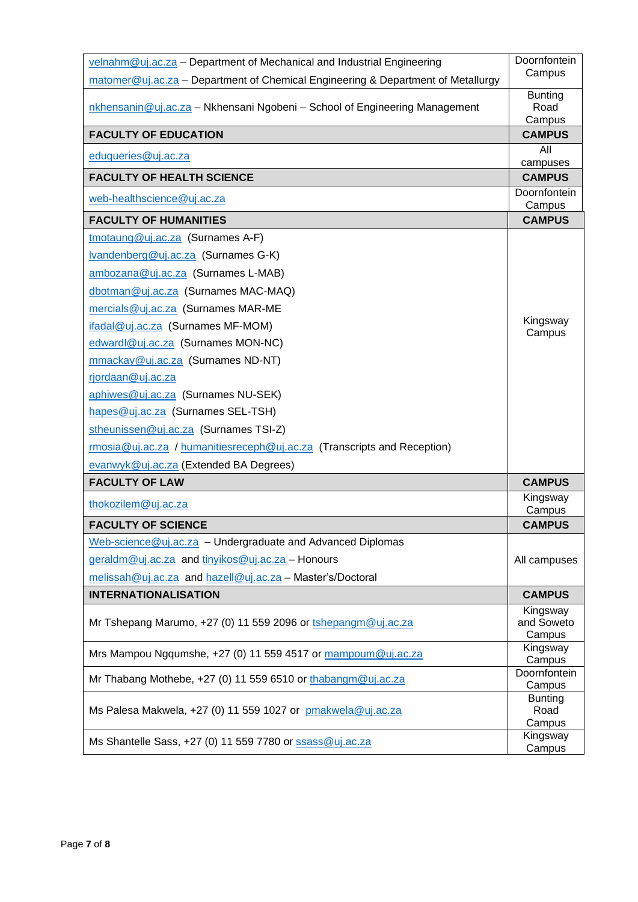| | |
|---|---|
| velnahm@uj.ac.za – Department of Mechanical and Industrial Engineering<br>matomer@uj.ac.za – Department of Chemical Engineering & Department of Metallurgy | Doornfontein Campus |
| nkhensanin@uj.ac.za – Nkhensani Ngobeni – School of Engineering Management | Bunting Road Campus |
| **FACULTY OF EDUCATION** | **CAMPUS** |
| eduqueries@uj.ac.za | All campuses |
| **FACULTY OF HEALTH SCIENCE** | **CAMPUS** |
| web-healthscience@uj.ac.za | Doornfontein Campus |
| **FACULTY OF HUMANITIES** | **CAMPUS** |
| tmotaung@uj.ac.za (Surnames A-F)<br>lvandenberg@uj.ac.za (Surnames G-K)<br>ambozana@uj.ac.za (Surnames L-MAB)<br>dbotman@uj.ac.za (Surnames MAC-MAQ)<br>mercials@uj.ac.za (Surnames MAR-ME<br>ifadal@uj.ac.za (Surnames MF-MOM)<br>edwardl@uj.ac.za (Surnames MON-NC)<br>mmackay@uj.ac.za (Surnames ND-NT)<br>rjordaan@uj.ac.za<br>aphiwes@uj.ac.za (Surnames NU-SEK)<br>hapes@uj.ac.za (Surnames SEL-TSH)<br>stheunissen@uj.ac.za (Surnames TSI-Z)<br>rmosia@uj.ac.za / humanitiesreceph@uj.ac.za (Transcripts and Reception)<br>evanwyk@uj.ac.za (Extended BA Degrees) | Kingsway Campus |
| **FACULTY OF LAW** | **CAMPUS** |
| thokozilem@uj.ac.za | Kingsway Campus |
| **FACULTY OF SCIENCE** | **CAMPUS** |
| Web-science@uj.ac.za – Undergraduate and Advanced Diplomas<br>geraldm@uj.ac.za and tinyikos@uj.ac.za – Honours<br>melissah@uj.ac.za and hazell@uj.ac.za – Master's/Doctoral | All campuses |
| **INTERNATIONALISATION** | **CAMPUS** |
| Mr Tshepang Marumo, +27 (0) 11 559 2096 or tshepangm@uj.ac.za | Kingsway and Soweto Campus |
| Mrs Mampou Ngqumshe, +27 (0) 11 559 4517 or mampoum@uj.ac.za | Kingsway Campus |
| Mr Thabang Mothebe, +27 (0) 11 559 6510 or thabangm@uj.ac.za | Doornfontein Campus |
| Ms Palesa Makwela, +27 (0) 11 559 1027 or pmakwela@uj.ac.za | Bunting Road Campus |
| Ms Shantelle Sass, +27 (0) 11 559 7780 or ssass@uj.ac.za | Kingsway Campus |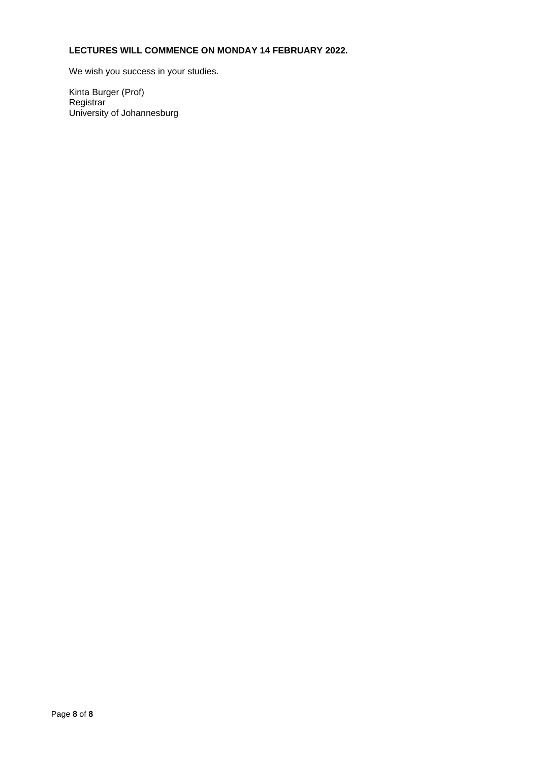**LECTURES WILL COMMENCE ON MONDAY 14 FEBRUARY 2022.**

We wish you success in your studies.

Kinta Burger (Prof)
Registrar
University of Johannesburg